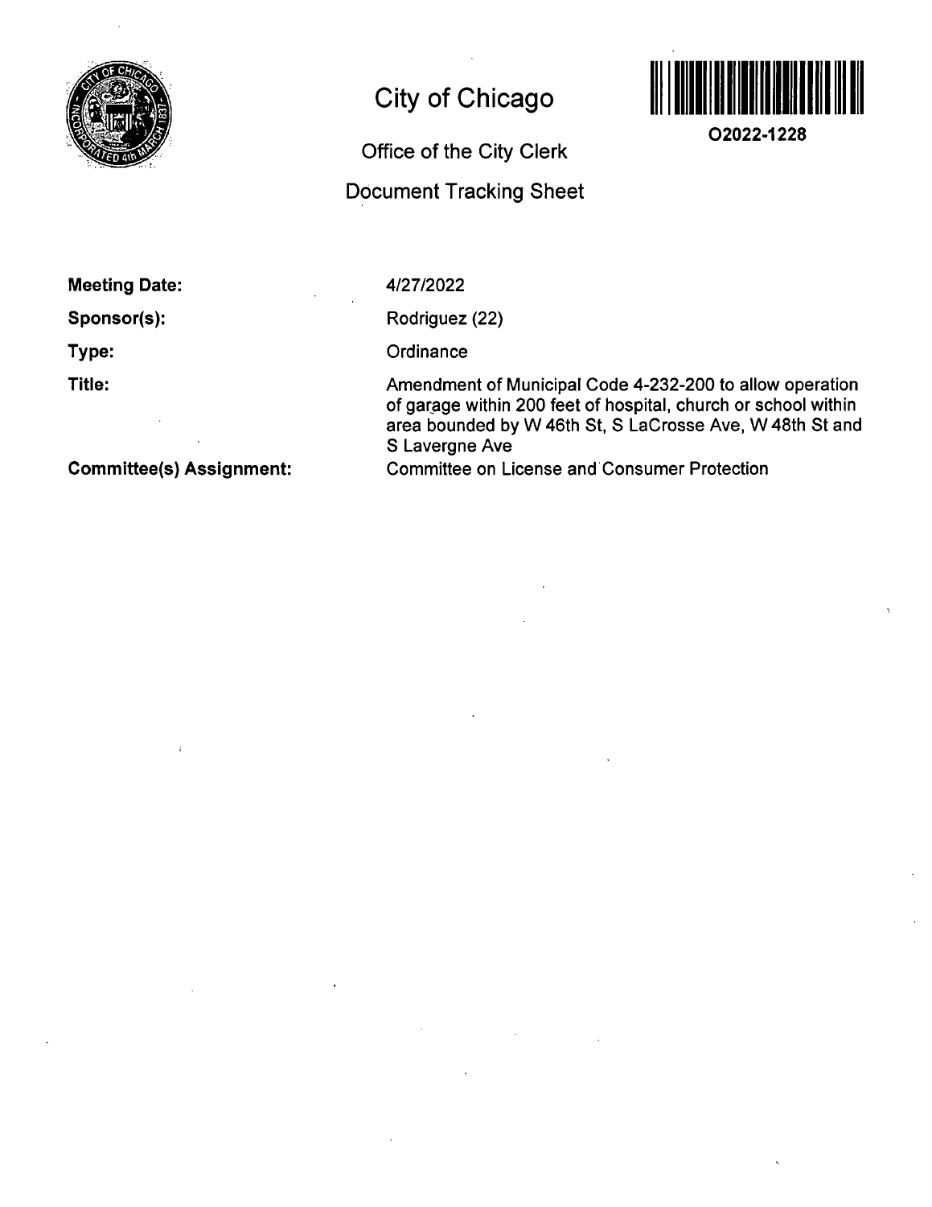# City of Chicago

## Office of the City Clerk

## Document Tracking Sheet

**O2022-1228**

**Meeting Date:** 4/27/2022

**Sponsor(s):** Rodriguez (22)

**Type:** Ordinance

**Title:** Amendment of Municipal Code 4-232-200 to allow operation of garage within 200 feet of hospital, church or school within area bounded by W 46th St, S LaCrosse Ave, W 48th St and S Lavergne Ave

**Committee(s) Assignment:** Committee on License and Consumer Protection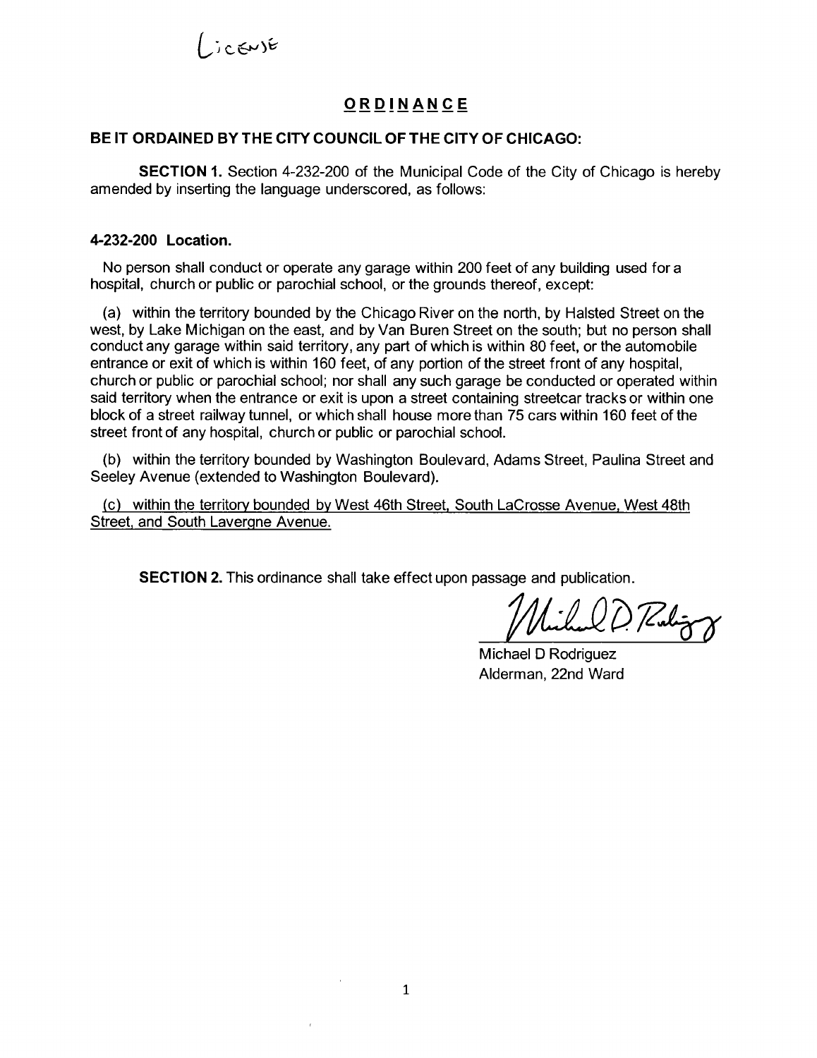License

# ORDINANCE

**BE IT ORDAINED BY THE CITY COUNCIL OF THE CITY OF CHICAGO:**

**SECTION 1.** Section 4-232-200 of the Municipal Code of the City of Chicago is hereby amended by inserting the language underscored, as follows:

**4-232-200 Location.**

No person shall conduct or operate any garage within 200 feet of any building used for a hospital, church or public or parochial school, or the grounds thereof, except:

(a) within the territory bounded by the Chicago River on the north, by Halsted Street on the west, by Lake Michigan on the east, and by Van Buren Street on the south; but no person shall conduct any garage within said territory, any part of which is within 80 feet, or the automobile entrance or exit of which is within 160 feet, of any portion of the street front of any hospital, church or public or parochial school; nor shall any such garage be conducted or operated within said territory when the entrance or exit is upon a street containing streetcar tracks or within one block of a street railway tunnel, or which shall house more than 75 cars within 160 feet of the street front of any hospital, church or public or parochial school.

(b) within the territory bounded by Washington Boulevard, Adams Street, Paulina Street and Seeley Avenue (extended to Washington Boulevard).

<u>(c) within the territory bounded by West 46th Street, South LaCrosse Avenue, West 48th Street, and South Lavergne Avenue.</u>

**SECTION 2.** This ordinance shall take effect upon passage and publication.

Michael D Rodriguez
Alderman, 22nd Ward